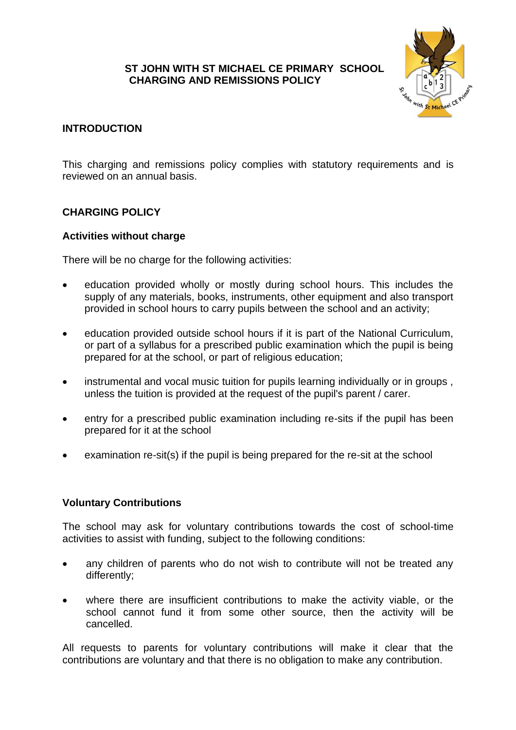# ST JOHN WITH ST MICHAEL CE PRIMARY SCHOOL
# CHARGING AND REMISSIONS POLICY

## INTRODUCTION

This charging and remissions policy complies with statutory requirements and is reviewed on an annual basis.

## CHARGING POLICY

### Activities without charge

There will be no charge for the following activities:

- education provided wholly or mostly during school hours. This includes the supply of any materials, books, instruments, other equipment and also transport provided in school hours to carry pupils between the school and an activity;
- education provided outside school hours if it is part of the National Curriculum, or part of a syllabus for a prescribed public examination which the pupil is being prepared for at the school, or part of religious education;
- instrumental and vocal music tuition for pupils learning individually or in groups , unless the tuition is provided at the request of the pupil's parent / carer.
- entry for a prescribed public examination including re-sits if the pupil has been prepared for it at the school
- examination re-sit(s) if the pupil is being prepared for the re-sit at the school

### Voluntary Contributions

The school may ask for voluntary contributions towards the cost of school-time activities to assist with funding, subject to the following conditions:

- any children of parents who do not wish to contribute will not be treated any differently;
- where there are insufficient contributions to make the activity viable, or the school cannot fund it from some other source, then the activity will be cancelled.

All requests to parents for voluntary contributions will make it clear that the contributions are voluntary and that there is no obligation to make any contribution.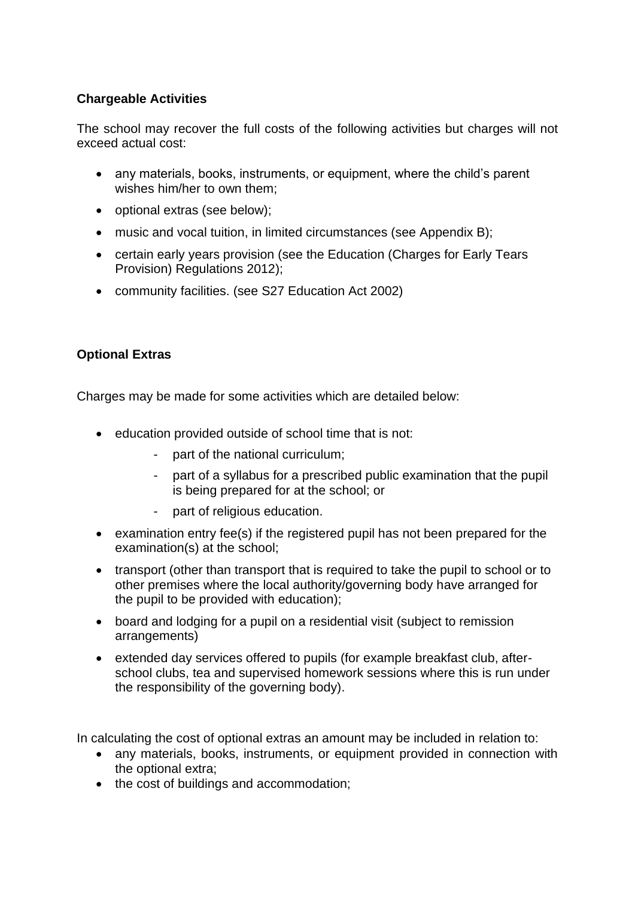**Chargeable Activities**

The school may recover the full costs of the following activities but charges will not exceed actual cost:

- any materials, books, instruments, or equipment, where the child's parent wishes him/her to own them;
- optional extras (see below);
- music and vocal tuition, in limited circumstances (see Appendix B);
- certain early years provision (see the Education (Charges for Early Tears Provision) Regulations 2012);
- community facilities. (see S27 Education Act 2002)

**Optional Extras**

Charges may be made for some activities which are detailed below:

- education provided outside of school time that is not:
  - part of the national curriculum;
  - part of a syllabus for a prescribed public examination that the pupil is being prepared for at the school; or
  - part of religious education.
- examination entry fee(s) if the registered pupil has not been prepared for the examination(s) at the school;
- transport (other than transport that is required to take the pupil to school or to other premises where the local authority/governing body have arranged for the pupil to be provided with education);
- board and lodging for a pupil on a residential visit (subject to remission arrangements)
- extended day services offered to pupils (for example breakfast club, after-school clubs, tea and supervised homework sessions where this is run under the responsibility of the governing body).

In calculating the cost of optional extras an amount may be included in relation to:

- any materials, books, instruments, or equipment provided in connection with the optional extra;
- the cost of buildings and accommodation;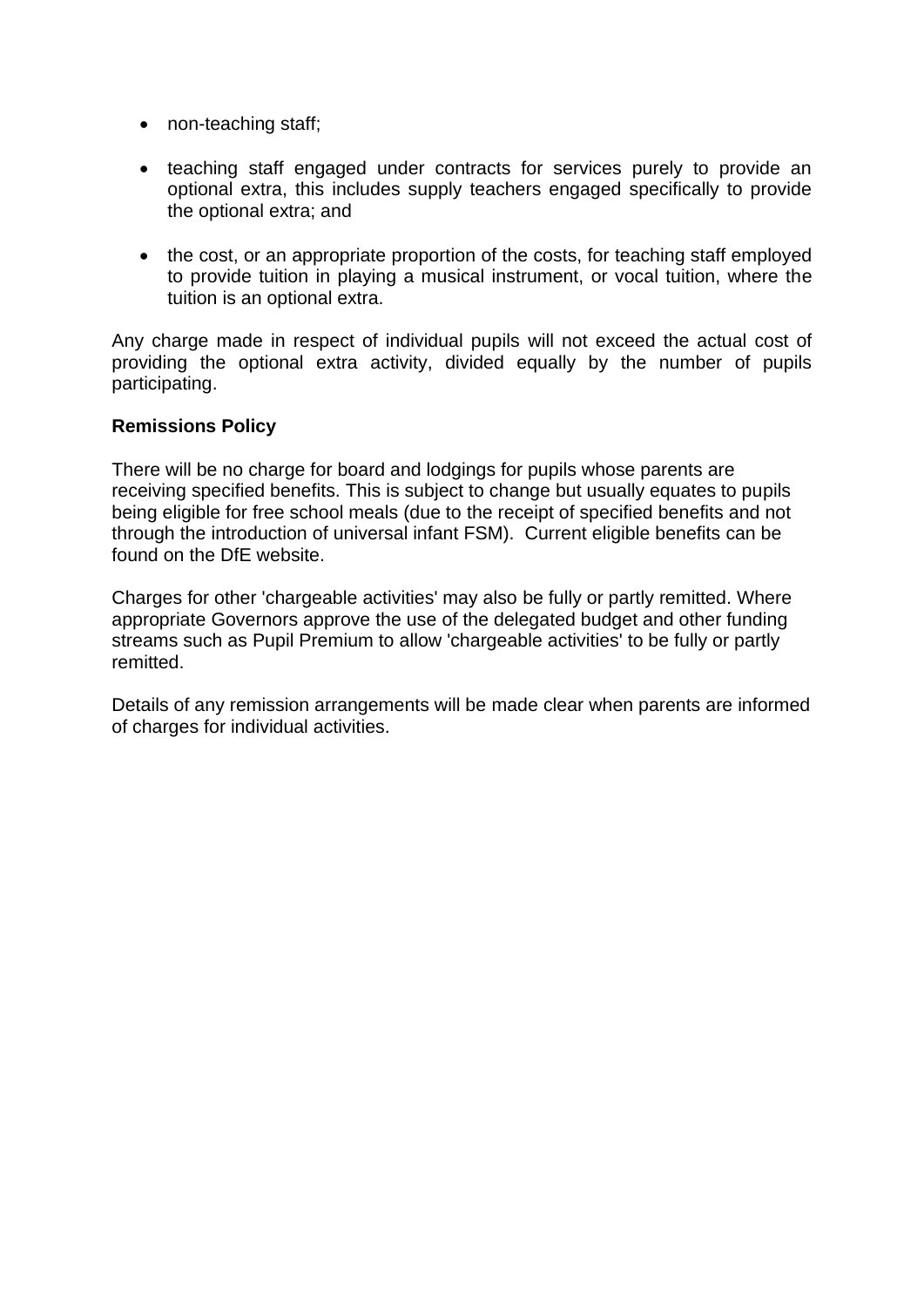- non-teaching staff;
- teaching staff engaged under contracts for services purely to provide an optional extra, this includes supply teachers engaged specifically to provide the optional extra; and
- the cost, or an appropriate proportion of the costs, for teaching staff employed to provide tuition in playing a musical instrument, or vocal tuition, where the tuition is an optional extra.

Any charge made in respect of individual pupils will not exceed the actual cost of providing the optional extra activity, divided equally by the number of pupils participating.

**Remissions Policy**

There will be no charge for board and lodgings for pupils whose parents are receiving specified benefits. This is subject to change but usually equates to pupils being eligible for free school meals (due to the receipt of specified benefits and not through the introduction of universal infant FSM). Current eligible benefits can be found on the DfE website.

Charges for other 'chargeable activities' may also be fully or partly remitted. Where appropriate Governors approve the use of the delegated budget and other funding streams such as Pupil Premium to allow 'chargeable activities' to be fully or partly remitted.

Details of any remission arrangements will be made clear when parents are informed of charges for individual activities.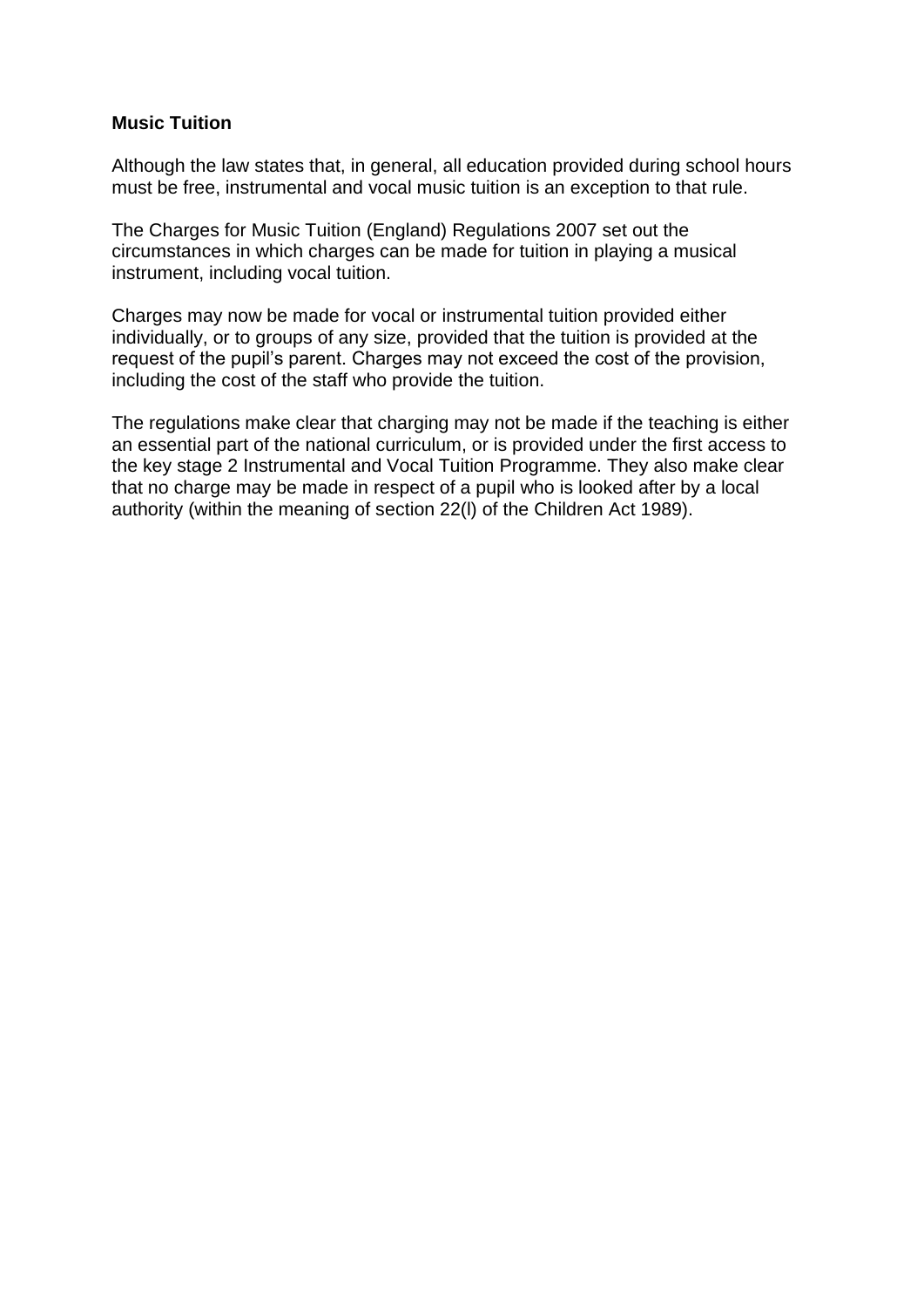**Music Tuition**

Although the law states that, in general, all education provided during school hours must be free, instrumental and vocal music tuition is an exception to that rule.

The Charges for Music Tuition (England) Regulations 2007 set out the circumstances in which charges can be made for tuition in playing a musical instrument, including vocal tuition.

Charges may now be made for vocal or instrumental tuition provided either individually, or to groups of any size, provided that the tuition is provided at the request of the pupil's parent. Charges may not exceed the cost of the provision, including the cost of the staff who provide the tuition.

The regulations make clear that charging may not be made if the teaching is either an essential part of the national curriculum, or is provided under the first access to the key stage 2 Instrumental and Vocal Tuition Programme. They also make clear that no charge may be made in respect of a pupil who is looked after by a local authority (within the meaning of section 22(l) of the Children Act 1989).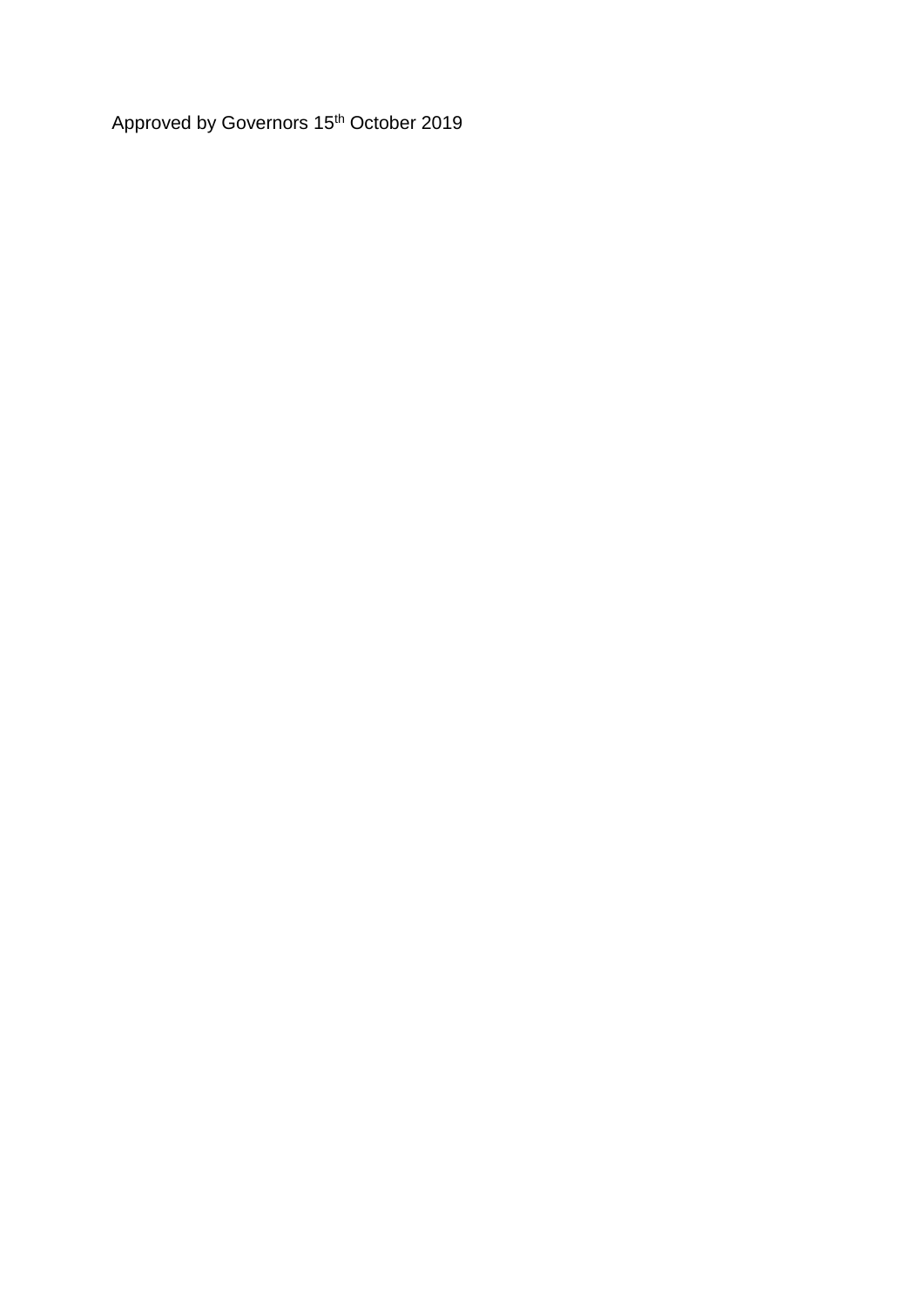Approved by Governors 15th October 2019